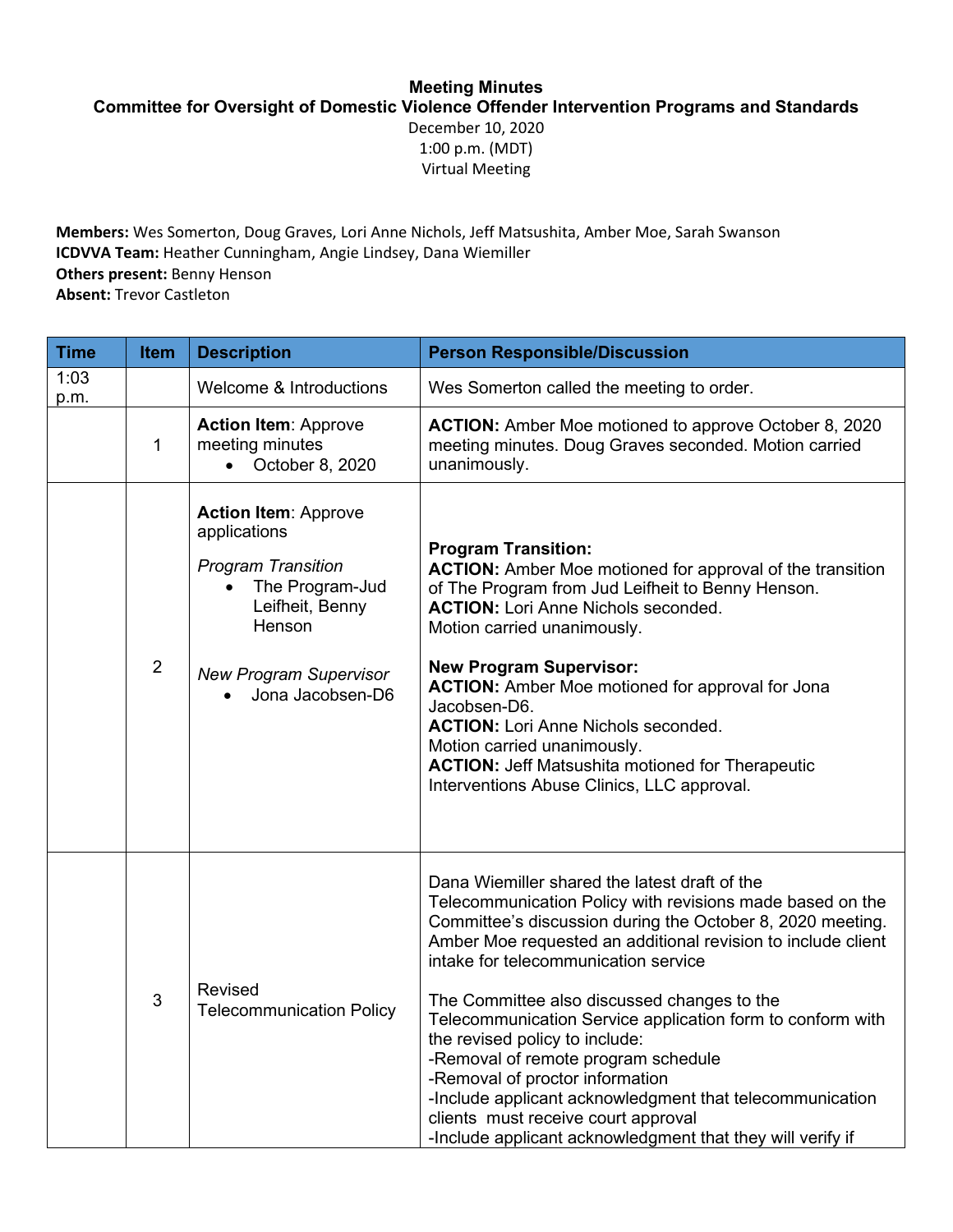**Meeting Minutes**
**Committee for Oversight of Domestic Violence Offender Intervention Programs and Standards**

December 10, 2020
1:00 p.m. (MDT)
Virtual Meeting

**Members:** Wes Somerton, Doug Graves, Lori Anne Nichols, Jeff Matsushita, Amber Moe, Sarah Swanson
**ICDVVA Team:** Heather Cunningham, Angie Lindsey, Dana Wiemiller
**Others present:** Benny Henson
**Absent:** Trevor Castleton

| Time | Item | Description | Person Responsible/Discussion |
|---|---|---|---|
| 1:03 p.m. | | Welcome & Introductions | Wes Somerton called the meeting to order. |
| | 1 | **Action Item**: Approve meeting minutes<br>• October 8, 2020 | **ACTION:** Amber Moe motioned to approve October 8, 2020 meeting minutes. Doug Graves seconded. Motion carried unanimously. |
| | 2 | **Action Item**: Approve applications<br><br>*Program Transition*<br>• The Program-Jud Leifheit, Benny Henson<br><br>*New Program Supervisor*<br>• Jona Jacobsen-D6 | **Program Transition:**<br>**ACTION:** Amber Moe motioned for approval of the transition of The Program from Jud Leifheit to Benny Henson.<br>**ACTION:** Lori Anne Nichols seconded.<br>Motion carried unanimously.<br><br>**New Program Supervisor:**<br>**ACTION:** Amber Moe motioned for approval for Jona Jacobsen-D6.<br>**ACTION:** Lori Anne Nichols seconded.<br>Motion carried unanimously.<br>**ACTION:** Jeff Matsushita motioned for Therapeutic Interventions Abuse Clinics, LLC approval. |
| | 3 | Revised Telecommunication Policy | Dana Wiemiller shared the latest draft of the Telecommunication Policy with revisions made based on the Committee's discussion during the October 8, 2020 meeting. Amber Moe requested an additional revision to include client intake for telecommunication service<br><br>The Committee also discussed changes to the Telecommunication Service application form to conform with the revised policy to include:<br>-Removal of remote program schedule<br>-Removal of proctor information<br>-Include applicant acknowledgment that telecommunication clients must receive court approval<br>-Include applicant acknowledgment that they will verify if |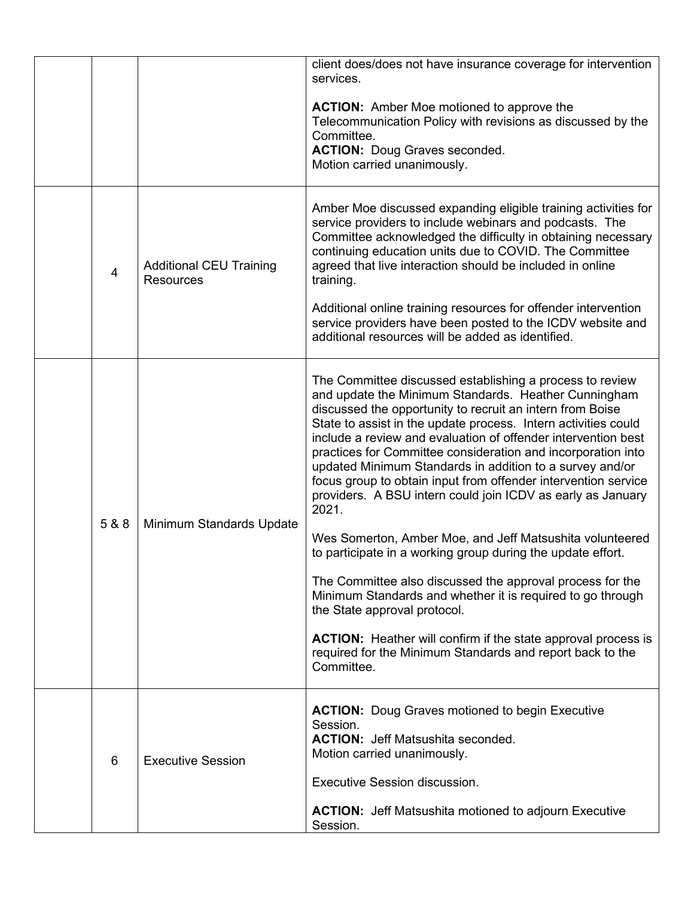| | | | |
|---|---|---|---|
| | | | client does/does not have insurance coverage for intervention services.<br><br>**ACTION:** Amber Moe motioned to approve the Telecommunication Policy with revisions as discussed by the Committee.<br>**ACTION:** Doug Graves seconded.<br>Motion carried unanimously. |
| | 4 | Additional CEU Training Resources | Amber Moe discussed expanding eligible training activities for service providers to include webinars and podcasts. The Committee acknowledged the difficulty in obtaining necessary continuing education units due to COVID. The Committee agreed that live interaction should be included in online training.<br><br>Additional online training resources for offender intervention service providers have been posted to the ICDV website and additional resources will be added as identified. |
| | 5 & 8 | Minimum Standards Update | The Committee discussed establishing a process to review and update the Minimum Standards. Heather Cunningham discussed the opportunity to recruit an intern from Boise State to assist in the update process. Intern activities could include a review and evaluation of offender intervention best practices for Committee consideration and incorporation into updated Minimum Standards in addition to a survey and/or focus group to obtain input from offender intervention service providers. A BSU intern could join ICDV as early as January 2021.<br><br>Wes Somerton, Amber Moe, and Jeff Matsushita volunteered to participate in a working group during the update effort.<br><br>The Committee also discussed the approval process for the Minimum Standards and whether it is required to go through the State approval protocol.<br><br>**ACTION:** Heather will confirm if the state approval process is required for the Minimum Standards and report back to the Committee. |
| | 6 | Executive Session | **ACTION:** Doug Graves motioned to begin Executive Session.<br>**ACTION:** Jeff Matsushita seconded.<br>Motion carried unanimously.<br><br>Executive Session discussion.<br><br>**ACTION:** Jeff Matsushita motioned to adjourn Executive Session. |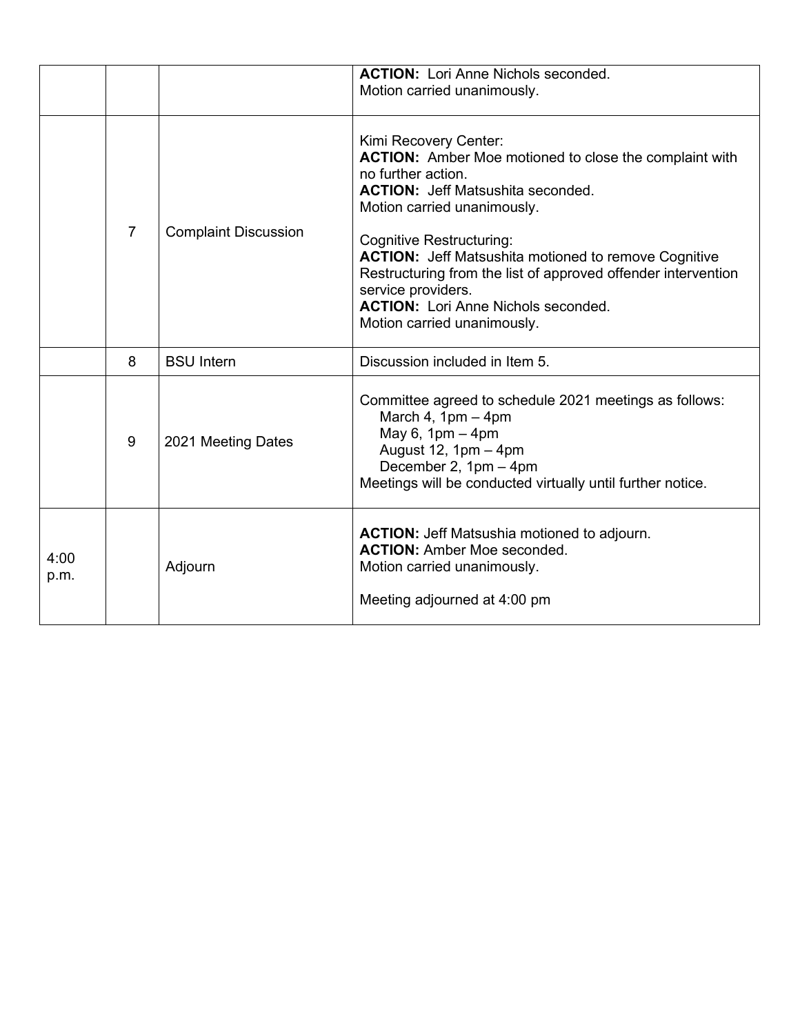| | | | |
|---|---|---|---|
| | | | **ACTION:** Lori Anne Nichols seconded.<br>Motion carried unanimously. |
| | 7 | Complaint Discussion | Kimi Recovery Center:<br>**ACTION:** Amber Moe motioned to close the complaint with no further action.<br>**ACTION:** Jeff Matsushita seconded.<br>Motion carried unanimously.<br><br>Cognitive Restructuring:<br>**ACTION:** Jeff Matsushita motioned to remove Cognitive Restructuring from the list of approved offender intervention service providers.<br>**ACTION:** Lori Anne Nichols seconded.<br>Motion carried unanimously. |
| | 8 | BSU Intern | Discussion included in Item 5. |
| | 9 | 2021 Meeting Dates | Committee agreed to schedule 2021 meetings as follows:<br>March 4, 1pm – 4pm<br>May 6, 1pm – 4pm<br>August 12, 1pm – 4pm<br>December 2, 1pm – 4pm<br>Meetings will be conducted virtually until further notice. |
| 4:00 p.m. | | Adjourn | **ACTION:** Jeff Matsushia motioned to adjourn.<br>**ACTION:** Amber Moe seconded.<br>Motion carried unanimously.<br><br>Meeting adjourned at 4:00 pm |